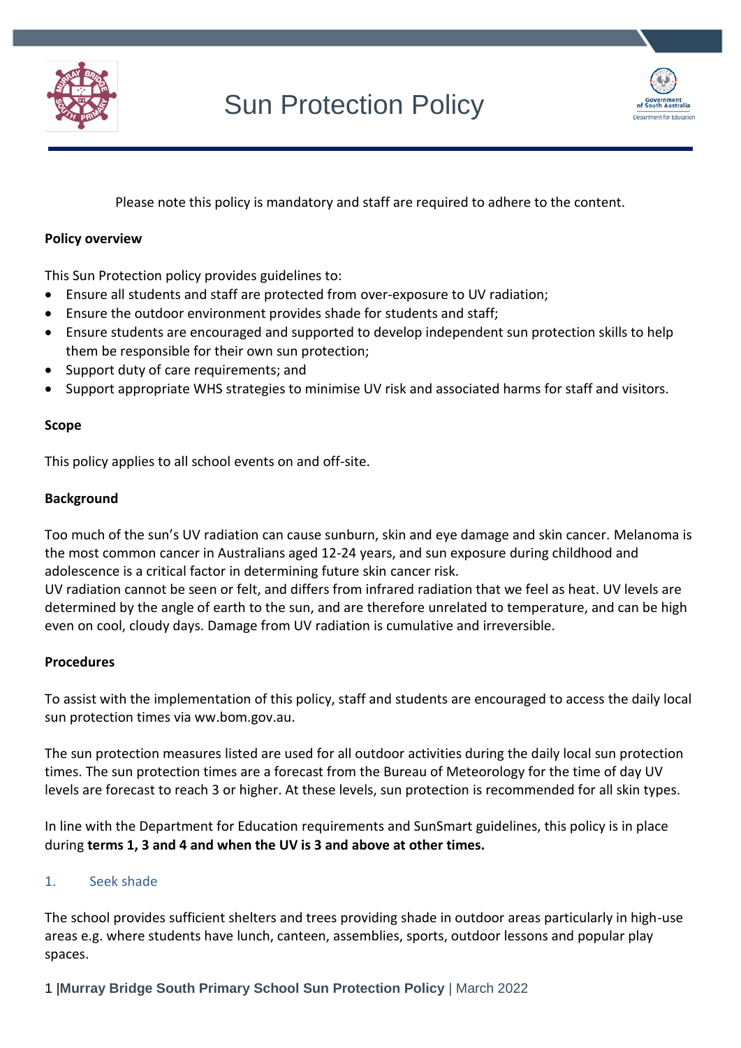# Sun Protection Policy

Please note this policy is mandatory and staff are required to adhere to the content.

**Policy overview**

This Sun Protection policy provides guidelines to:

- Ensure all students and staff are protected from over-exposure to UV radiation;
- Ensure the outdoor environment provides shade for students and staff;
- Ensure students are encouraged and supported to develop independent sun protection skills to help them be responsible for their own sun protection;
- Support duty of care requirements; and
- Support appropriate WHS strategies to minimise UV risk and associated harms for staff and visitors.

**Scope**

This policy applies to all school events on and off-site.

**Background**

Too much of the sun's UV radiation can cause sunburn, skin and eye damage and skin cancer. Melanoma is the most common cancer in Australians aged 12-24 years, and sun exposure during childhood and adolescence is a critical factor in determining future skin cancer risk.
UV radiation cannot be seen or felt, and differs from infrared radiation that we feel as heat. UV levels are determined by the angle of earth to the sun, and are therefore unrelated to temperature, and can be high even on cool, cloudy days. Damage from UV radiation is cumulative and irreversible.

**Procedures**

To assist with the implementation of this policy, staff and students are encouraged to access the daily local sun protection times via ww.bom.gov.au.

The sun protection measures listed are used for all outdoor activities during the daily local sun protection times. The sun protection times are a forecast from the Bureau of Meteorology for the time of day UV levels are forecast to reach 3 or higher. At these levels, sun protection is recommended for all skin types.

In line with the Department for Education requirements and SunSmart guidelines, this policy is in place during **terms 1, 3 and 4 and when the UV is 3 and above at other times.**

## 1. Seek shade

The school provides sufficient shelters and trees providing shade in outdoor areas particularly in high-use areas e.g. where students have lunch, canteen, assemblies, sports, outdoor lessons and popular play spaces.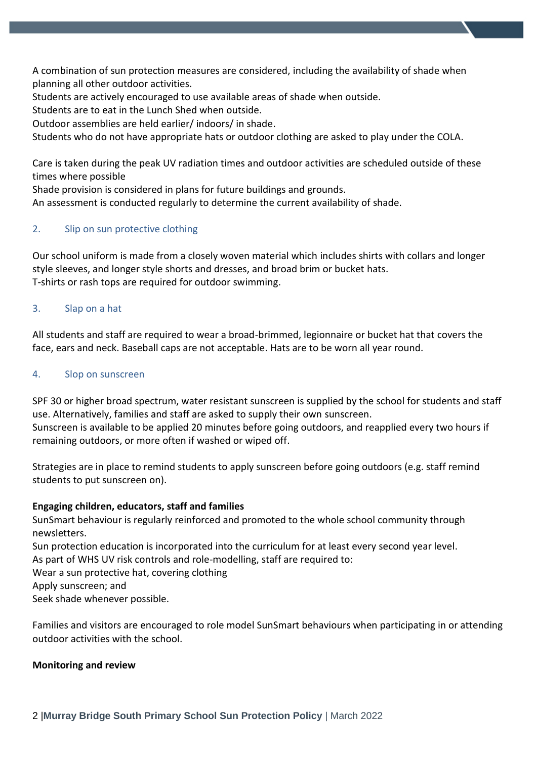A combination of sun protection measures are considered, including the availability of shade when planning all other outdoor activities.
Students are actively encouraged to use available areas of shade when outside.
Students are to eat in the Lunch Shed when outside.
Outdoor assemblies are held earlier/ indoors/ in shade.
Students who do not have appropriate hats or outdoor clothing are asked to play under the COLA.

Care is taken during the peak UV radiation times and outdoor activities are scheduled outside of these times where possible
Shade provision is considered in plans for future buildings and grounds.
An assessment is conducted regularly to determine the current availability of shade.

### 2. Slip on sun protective clothing

Our school uniform is made from a closely woven material which includes shirts with collars and longer style sleeves, and longer style shorts and dresses, and broad brim or bucket hats.
T-shirts or rash tops are required for outdoor swimming.

### 3. Slap on a hat

All students and staff are required to wear a broad-brimmed, legionnaire or bucket hat that covers the face, ears and neck. Baseball caps are not acceptable. Hats are to be worn all year round.

### 4. Slop on sunscreen

SPF 30 or higher broad spectrum, water resistant sunscreen is supplied by the school for students and staff use. Alternatively, families and staff are asked to supply their own sunscreen.
Sunscreen is available to be applied 20 minutes before going outdoors, and reapplied every two hours if remaining outdoors, or more often if washed or wiped off.

Strategies are in place to remind students to apply sunscreen before going outdoors (e.g. staff remind students to put sunscreen on).

**Engaging children, educators, staff and families**

SunSmart behaviour is regularly reinforced and promoted to the whole school community through newsletters.
Sun protection education is incorporated into the curriculum for at least every second year level.
As part of WHS UV risk controls and role-modelling, staff are required to:
Wear a sun protective hat, covering clothing
Apply sunscreen; and
Seek shade whenever possible.

Families and visitors are encouraged to role model SunSmart behaviours when participating in or attending outdoor activities with the school.

**Monitoring and review**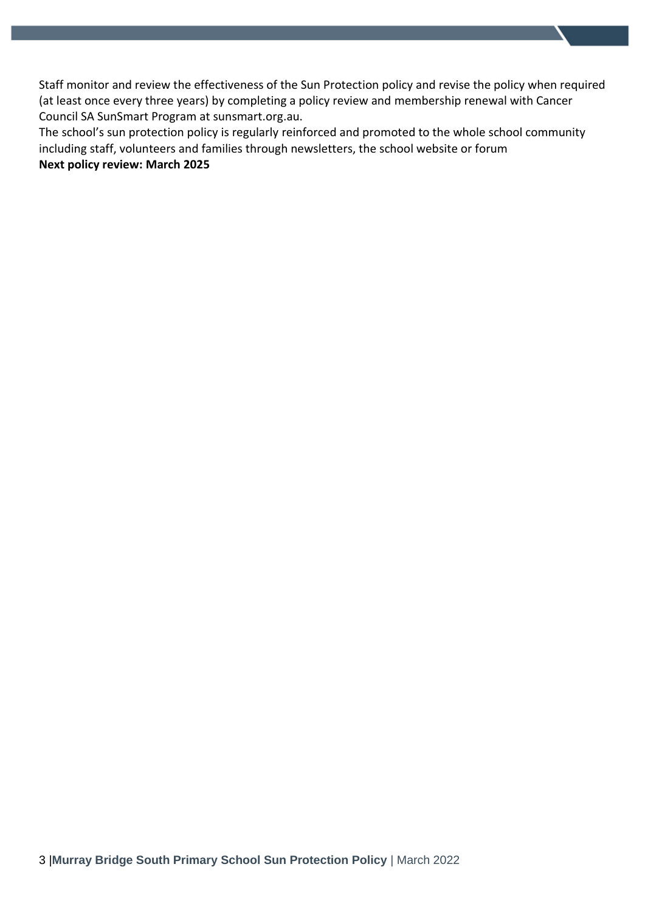Staff monitor and review the effectiveness of the Sun Protection policy and revise the policy when required (at least once every three years) by completing a policy review and membership renewal with Cancer Council SA SunSmart Program at sunsmart.org.au.

The school's sun protection policy is regularly reinforced and promoted to the whole school community including staff, volunteers and families through newsletters, the school website or forum

**Next policy review: March 2025**